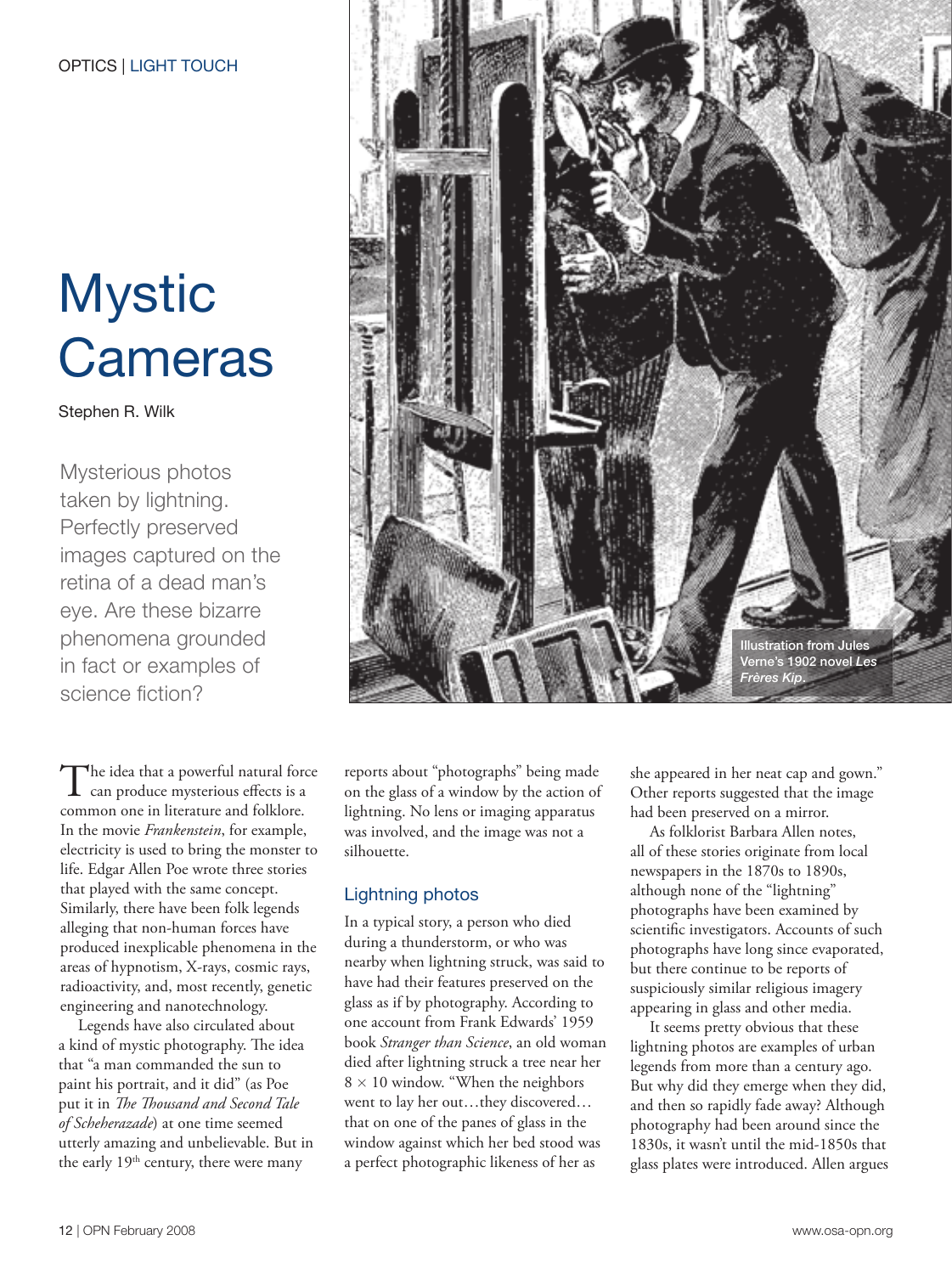OPTICS | LIGHT TOUCH

# Mystic Cameras

Stephen R. Wilk

Mysterious photos taken by lightning. Perfectly preserved images captured on the retina of a dead man's eye. Are these bizarre phenomena grounded in fact or examples of science fiction?

Illustration from Jules Verne's 1902 novel *Les Frères Kip*.

The idea that a powerful natural force can produce mysterious effects is a common one in literature and folklore. In the movie *Frankenstein*, for example, electricity is used to bring the monster to life. Edgar Allen Poe wrote three stories that played with the same concept. Similarly, there have been folk legends alleging that non-human forces have produced inexplicable phenomena in the areas of hypnotism, X-rays, cosmic rays, radioactivity, and, most recently, genetic engineering and nanotechnology.

Legends have also circulated about a kind of mystic photography. The idea that "a man commanded the sun to paint his portrait, and it did" (as Poe put it in *The Thousand and Second Tale of Scheherazade*) at one time seemed utterly amazing and unbelievable. But in the early 19th century, there were many reports about "photographs" being made on the glass of a window by the action of lightning. No lens or imaging apparatus was involved, and the image was not a silhouette.

## Lightning photos

In a typical story, a person who died during a thunderstorm, or who was nearby when lightning struck, was said to have had their features preserved on the glass as if by photography. According to one account from Frank Edwards' 1959 book *Stranger than Science*, an old woman died after lightning struck a tree near her $8 \times 10$ window. "When the neighbors went to lay her out…they discovered… that on one of the panes of glass in the window against which her bed stood was a perfect photographic likeness of her as she appeared in her neat cap and gown." Other reports suggested that the image had been preserved on a mirror.

As folklorist Barbara Allen notes, all of these stories originate from local newspapers in the 1870s to 1890s, although none of the "lightning" photographs have been examined by scientific investigators. Accounts of such photographs have long since evaporated, but there continue to be reports of suspiciously similar religious imagery appearing in glass and other media.

It seems pretty obvious that these lightning photos are examples of urban legends from more than a century ago. But why did they emerge when they did, and then so rapidly fade away? Although photography had been around since the 1830s, it wasn't until the mid-1850s that glass plates were introduced. Allen argues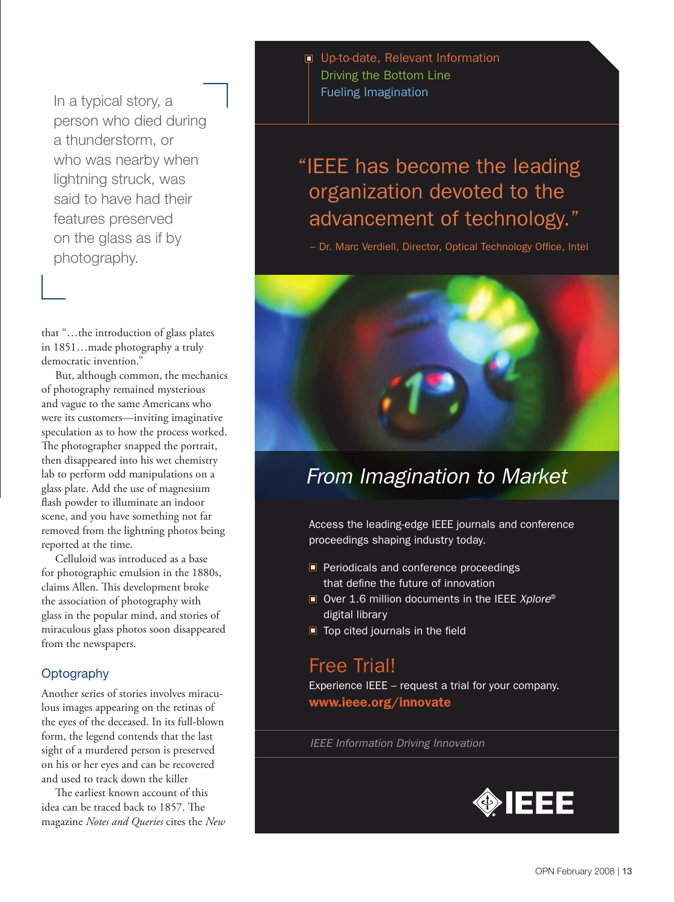In a typical story, a person who died during a thunderstorm, or who was nearby when lightning struck, was said to have had their features preserved on the glass as if by photography.

that "…the introduction of glass plates in 1851…made photography a truly democratic invention."

But, although common, the mechanics of photography remained mysterious and vague to the same Americans who were its customers—inviting imaginative speculation as to how the process worked. The photographer snapped the portrait, then disappeared into his wet chemistry lab to perform odd manipulations on a glass plate. Add the use of magnesium flash powder to illuminate an indoor scene, and you have something not far removed from the lightning photos being reported at the time.

Celluloid was introduced as a base for photographic emulsion in the 1880s, claims Allen. This development broke the association of photography with glass in the popular mind, and stories of miraculous glass photos soon disappeared from the newspapers.

## Optography

Another series of stories involves miraculous images appearing on the retinas of the eyes of the deceased. In its full-blown form, the legend contends that the last sight of a murdered person is preserved on his or her eyes and can be recovered and used to track down the killer

The earliest known account of this idea can be traced back to 1857. The magazine *Notes and Queries* cites the *New*

---

- Up-to-date, Relevant Information
- Driving the Bottom Line
- Fueling Imagination

"IEEE has become the leading organization devoted to the advancement of technology."

– Dr. Marc Verdiell, Director, Optical Technology Office, Intel

*From Imagination to Market*

Access the leading-edge IEEE journals and conference proceedings shaping industry today.

- Periodicals and conference proceedings that define the future of innovation
- Over 1.6 million documents in the IEEE *Xplore*® digital library
- Top cited journals in the field

## Free Trial!

Experience IEEE – request a trial for your company.
**www.ieee.org/innovate**

*IEEE Information Driving Innovation*

IEEE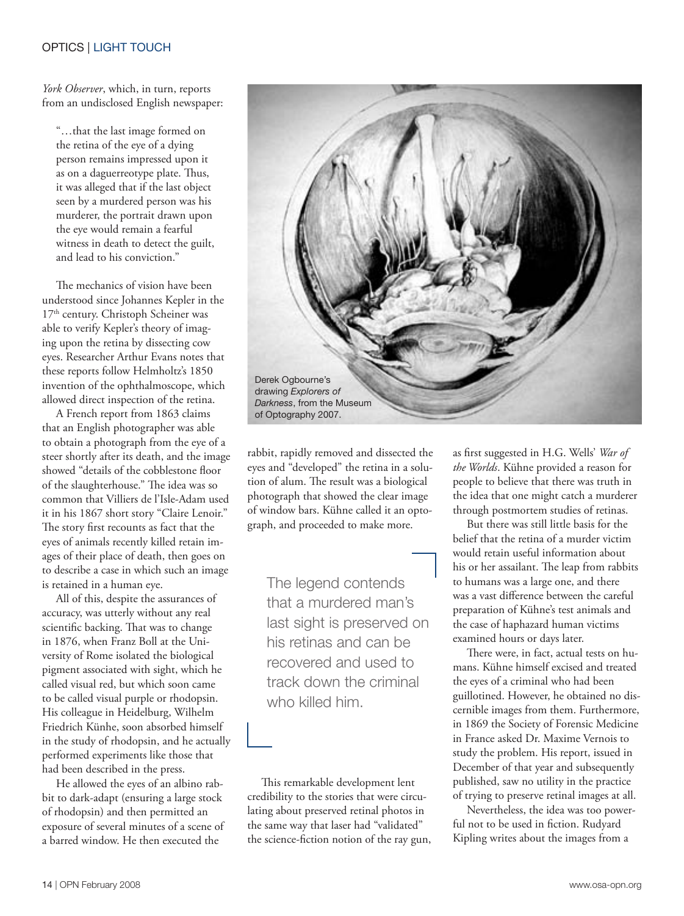*York Observer*, which, in turn, reports from an undisclosed English newspaper:

> "…that the last image formed on the retina of the eye of a dying person remains impressed upon it as on a daguerreotype plate. Thus, it was alleged that if the last object seen by a murdered person was his murderer, the portrait drawn upon the eye would remain a fearful witness in death to detect the guilt, and lead to his conviction."

The mechanics of vision have been understood since Johannes Kepler in the 17th century. Christoph Scheiner was able to verify Kepler's theory of imaging upon the retina by dissecting cow eyes. Researcher Arthur Evans notes that these reports follow Helmholtz's 1850 invention of the ophthalmoscope, which allowed direct inspection of the retina.

A French report from 1863 claims that an English photographer was able to obtain a photograph from the eye of a steer shortly after its death, and the image showed "details of the cobblestone floor of the slaughterhouse." The idea was so common that Villiers de l'Isle-Adam used it in his 1867 short story "Claire Lenoir." The story first recounts as fact that the eyes of animals recently killed retain images of their place of death, then goes on to describe a case in which such an image is retained in a human eye.

All of this, despite the assurances of accuracy, was utterly without any real scientific backing. That was to change in 1876, when Franz Boll at the University of Rome isolated the biological pigment associated with sight, which he called visual red, but which soon came to be called visual purple or rhodopsin. His colleague in Heidelberg, Wilhelm Friedrich Künhe, soon absorbed himself in the study of rhodopsin, and he actually performed experiments like those that had been described in the press.

He allowed the eyes of an albino rabbit to dark-adapt (ensuring a large stock of rhodopsin) and then permitted an exposure of several minutes of a scene of a barred window. He then executed the rabbit, rapidly removed and dissected the eyes and "developed" the retina in a solution of alum. The result was a biological photograph that showed the clear image of window bars. Kühne called it an optograph, and proceeded to make more.

Derek Ogbourne's drawing *Explorers of Darkness*, from the Museum of Optography 2007.

> The legend contends that a murdered man's last sight is preserved on his retinas and can be recovered and used to track down the criminal who killed him.

This remarkable development lent credibility to the stories that were circulating about preserved retinal photos in the same way that laser had "validated" the science-fiction notion of the ray gun, as first suggested in H.G. Wells' *War of the Worlds*. Kühne provided a reason for people to believe that there was truth in the idea that one might catch a murderer through postmortem studies of retinas.

But there was still little basis for the belief that the retina of a murder victim would retain useful information about his or her assailant. The leap from rabbits to humans was a large one, and there was a vast difference between the careful preparation of Kühne's test animals and the case of haphazard human victims examined hours or days later.

There were, in fact, actual tests on humans. Kühne himself excised and treated the eyes of a criminal who had been guillotined. However, he obtained no discernible images from them. Furthermore, in 1869 the Society of Forensic Medicine in France asked Dr. Maxime Vernois to study the problem. His report, issued in December of that year and subsequently published, saw no utility in the practice of trying to preserve retinal images at all.

Nevertheless, the idea was too powerful not to be used in fiction. Rudyard Kipling writes about the images from a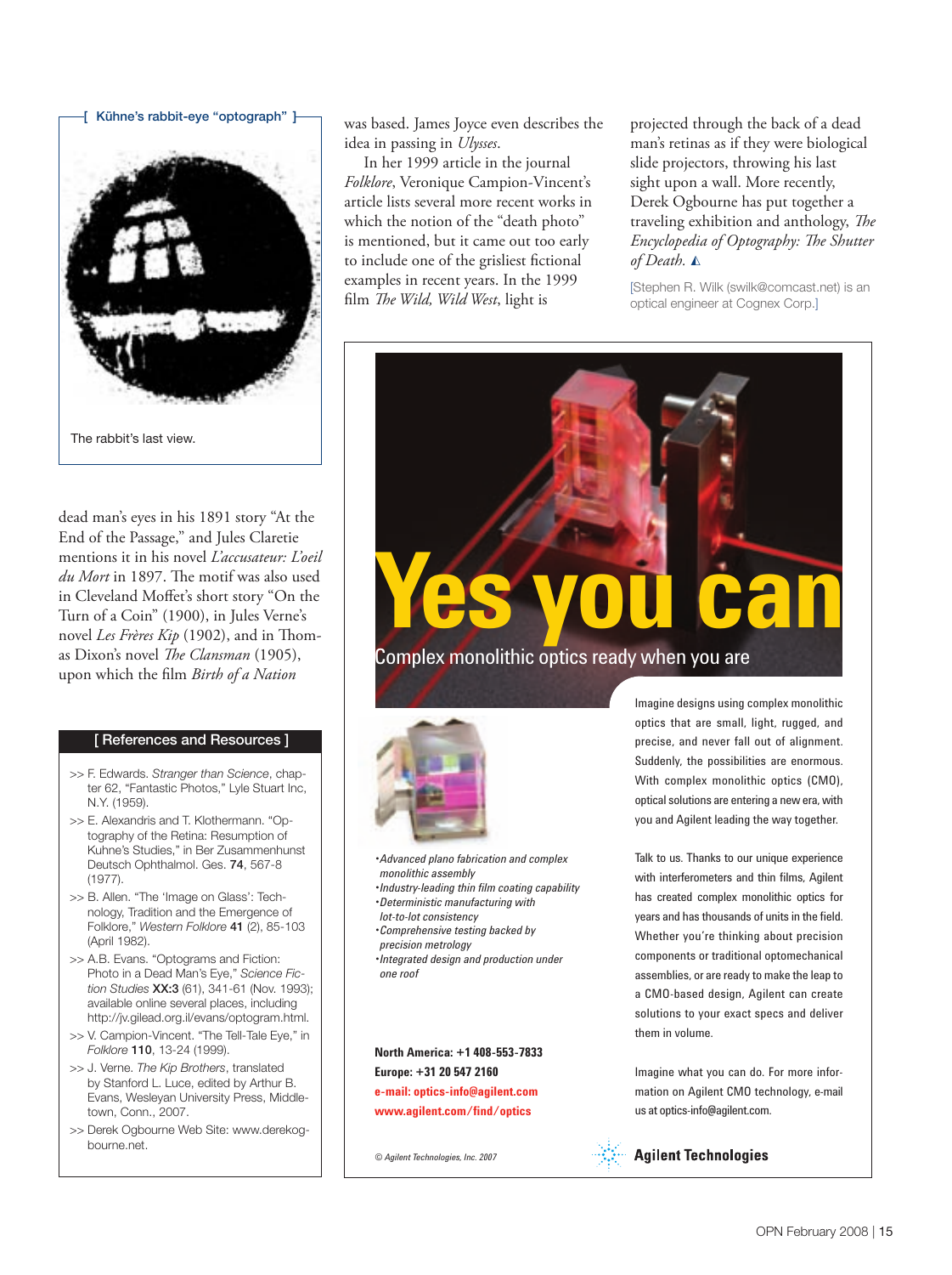[ Kühne's rabbit-eye "optograph" ]

The rabbit's last view.

dead man's eyes in his 1891 story "At the End of the Passage," and Jules Claretie mentions it in his novel *L'accusateur: L'oeil du Mort* in 1897. The motif was also used in Cleveland Moffet's short story "On the Turn of a Coin" (1900), in Jules Verne's novel *Les Frères Kip* (1902), and in Thomas Dixon's novel *The Clansman* (1905), upon which the film *Birth of a Nation* was based. James Joyce even describes the idea in passing in *Ulysses*.

In her 1999 article in the journal *Folklore*, Veronique Campion-Vincent's article lists several more recent works in which the notion of the "death photo" is mentioned, but it came out too early to include one of the grisliest fictional examples in recent years. In the 1999 film *The Wild, Wild West*, light is projected through the back of a dead man's retinas as if they were biological slide projectors, throwing his last sight upon a wall. More recently, Derek Ogbourne has put together a traveling exhibition and anthology, *The Encyclopedia of Optography: The Shutter of Death*.

[Stephen R. Wilk (swilk@comcast.net) is an optical engineer at Cognex Corp.]

## [ References and Resources ]

>> F. Edwards. *Stranger than Science*, chapter 62, "Fantastic Photos," Lyle Stuart Inc, N.Y. (1959).

>> E. Alexandris and T. Klothermann. "Optography of the Retina: Resumption of Kuhne's Studies," in Ber Zusammenhunst Deutsch Ophthalmol. Ges. **74**, 567-8 (1977).

>> B. Allen. "The 'Image on Glass': Technology, Tradition and the Emergence of Folklore," *Western Folklore* **41** (2), 85-103 (April 1982).

>> A.B. Evans. "Optograms and Fiction: Photo in a Dead Man's Eye," *Science Fiction Studies* **XX:3** (61), 341-61 (Nov. 1993); available online several places, including http://jv.gilead.org.il/evans/optogram.html.

>> V. Campion-Vincent. "The Tell-Tale Eye," in *Folklore* **110**, 13-24 (1999).

>> J. Verne. *The Kip Brothers*, translated by Stanford L. Luce, edited by Arthur B. Evans, Wesleyan University Press, Middletown, Conn., 2007.

>> Derek Ogbourne Web Site: www.derekogbourne.net.

# Yes you can

Complex monolithic optics ready when you are

- *Advanced plano fabrication and complex monolithic assembly*
- *Industry-leading thin film coating capability*
- *Deterministic manufacturing with lot-to-lot consistency*
- *Comprehensive testing backed by precision metrology*
- *Integrated design and production under one roof*

Imagine designs using complex monolithic optics that are small, light, rugged, and precise, and never fall out of alignment. Suddenly, the possibilities are enormous. With complex monolithic optics (CMO), optical solutions are entering a new era, with you and Agilent leading the way together.

Talk to us. Thanks to our unique experience with interferometers and thin films, Agilent has created complex monolithic optics for years and has thousands of units in the field. Whether you're thinking about precision components or traditional optomechanical assemblies, or are ready to make the leap to a CMO-based design, Agilent can create solutions to your exact specs and deliver them in volume.

Imagine what you can do. For more information on Agilent CMO technology, e-mail us at optics-info@agilent.com.

**North America: +1 408-553-7833**
**Europe: +31 20 547 2160**
**e-mail: optics-info@agilent.com**
**www.agilent.com/find/optics**

*© Agilent Technologies, Inc. 2007*

**Agilent Technologies**